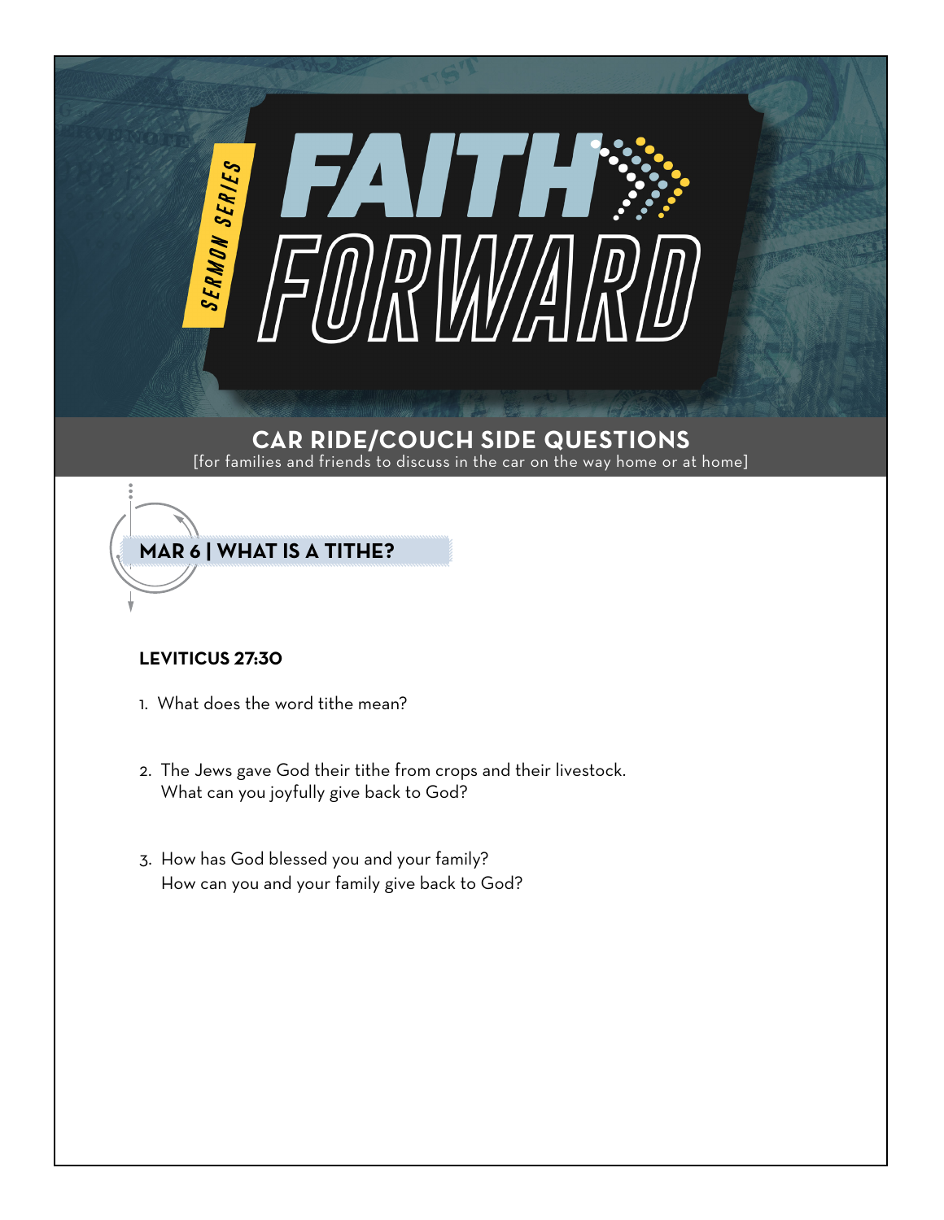SERMON SERIES

# FAITH FORWARD

## CAR RIDE/COUCH SIDE QUESTIONS

[for families and friends to discuss in the car on the way home or at home]

### MAR 6 | WHAT IS A TITHE?

**LEVITICUS 27:30**

1. What does the word tithe mean?

2. The Jews gave God their tithe from crops and their livestock.
   What can you joyfully give back to God?

3. How has God blessed you and your family?
   How can you and your family give back to God?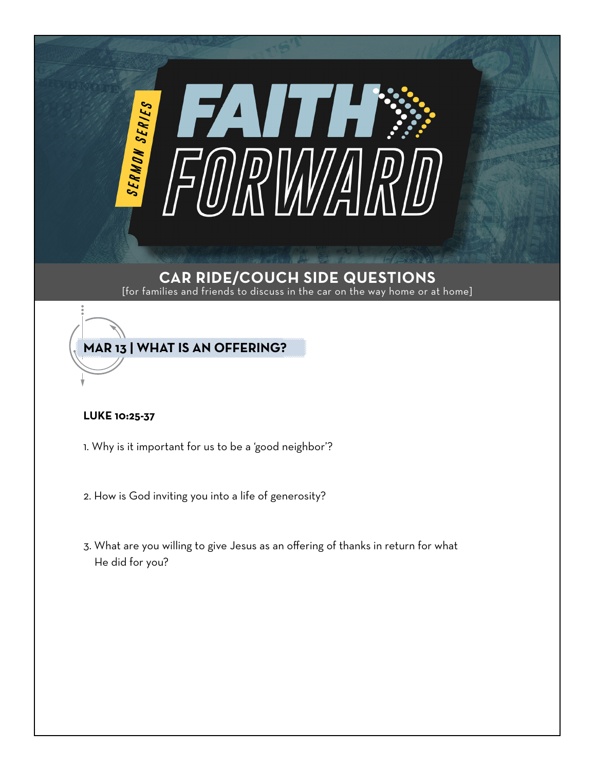SERMON SERIES

# FAITH FORWARD

## CAR RIDE/COUCH SIDE QUESTIONS

[for families and friends to discuss in the car on the way home or at home]

### MAR 13 | WHAT IS AN OFFERING?

**LUKE 10:25-37**

1. Why is it important for us to be a 'good neighbor'?

2. How is God inviting you into a life of generosity?

3. What are you willing to give Jesus as an offering of thanks in return for what He did for you?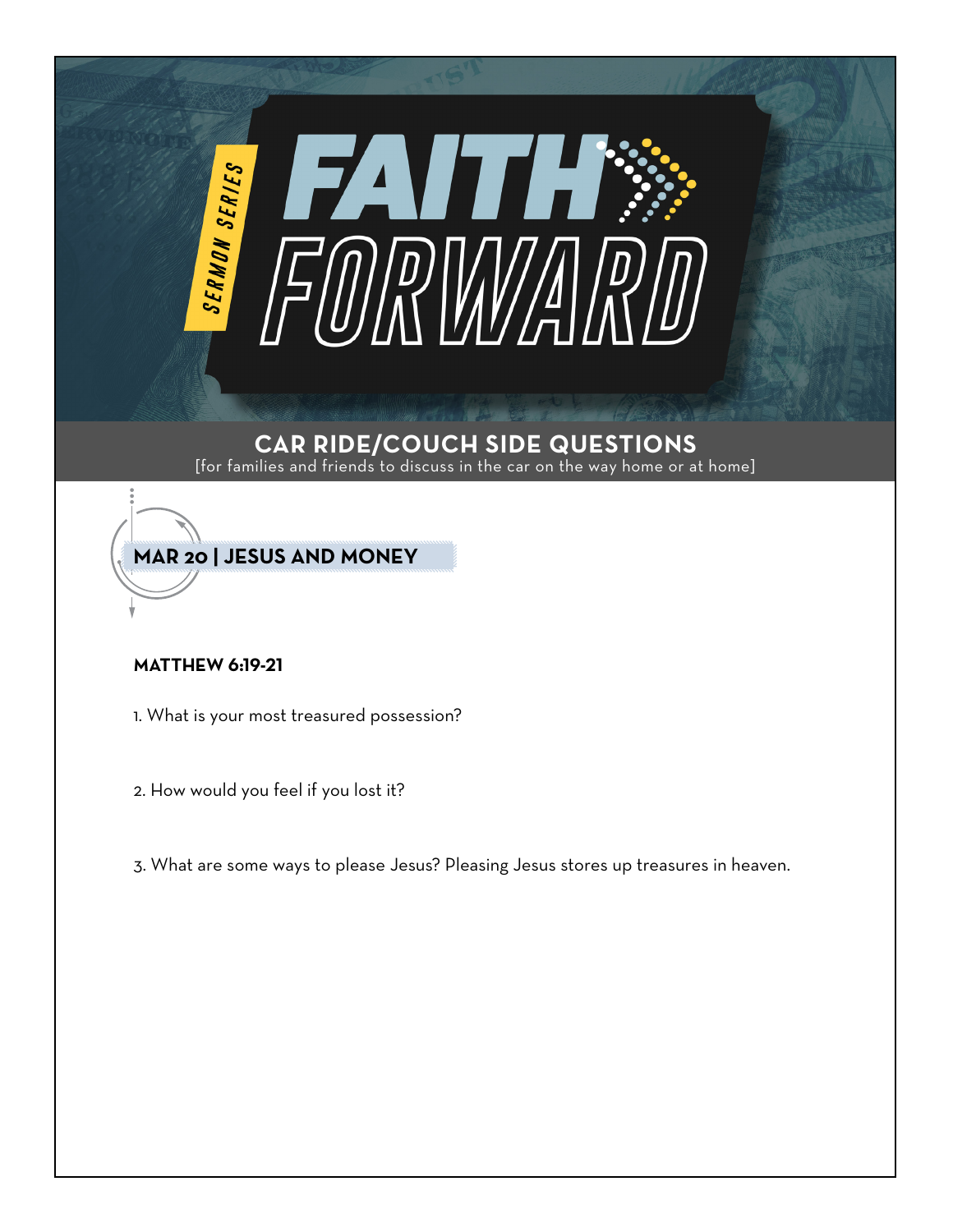SERMON SERIES

# FAITH FORWARD

## CAR RIDE/COUCH SIDE QUESTIONS

[for families and friends to discuss in the car on the way home or at home]

### MAR 20 | JESUS AND MONEY

**MATTHEW 6:19-21**

1. What is your most treasured possession?

2. How would you feel if you lost it?

3. What are some ways to please Jesus? Pleasing Jesus stores up treasures in heaven.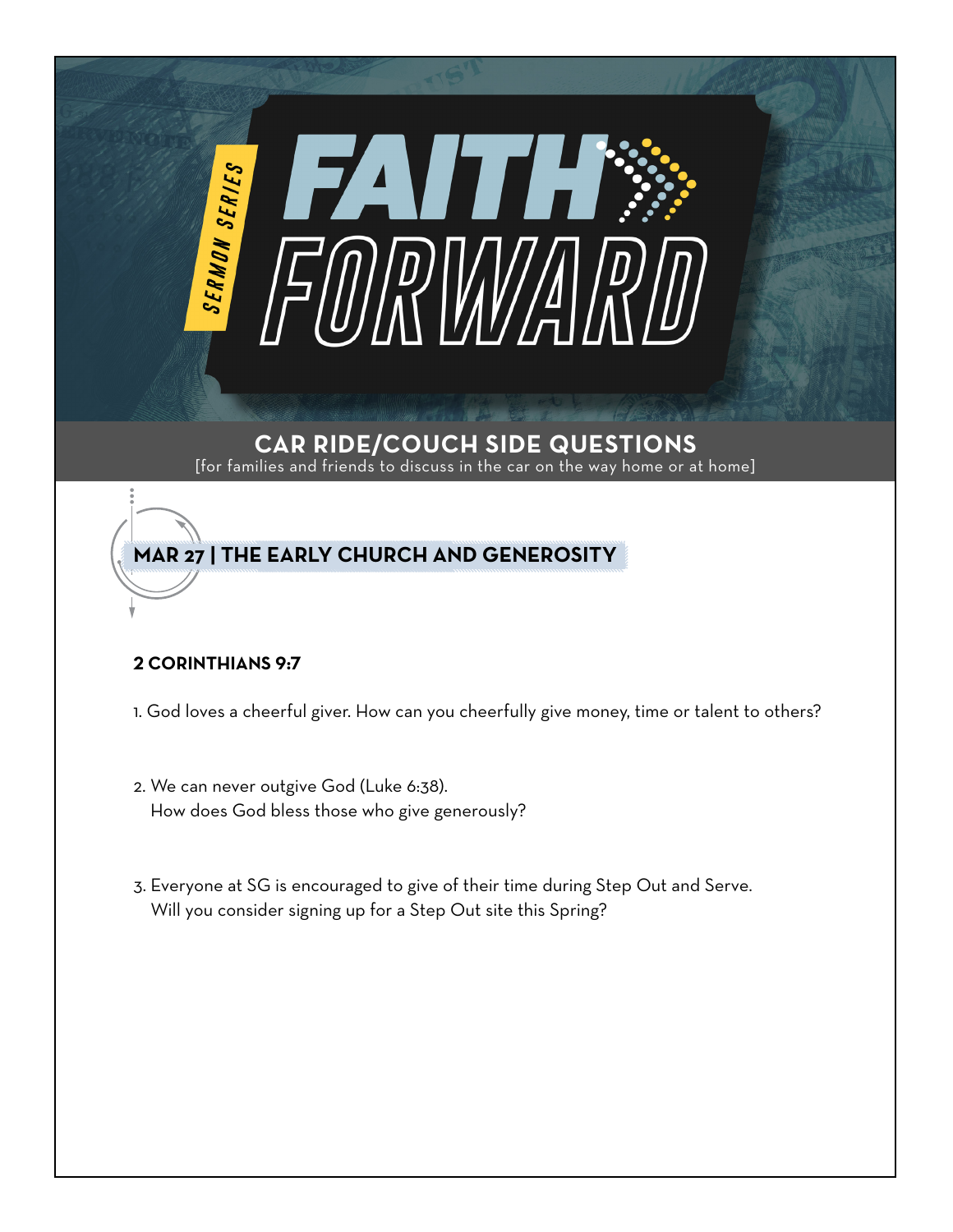SERMON SERIES

# FAITH FORWARD

## CAR RIDE/COUCH SIDE QUESTIONS

[for families and friends to discuss in the car on the way home or at home]

### MAR 27 | THE EARLY CHURCH AND GENEROSITY

**2 CORINTHIANS 9:7**

1. God loves a cheerful giver. How can you cheerfully give money, time or talent to others?

2. We can never outgive God (Luke 6:38).
   How does God bless those who give generously?

3. Everyone at SG is encouraged to give of their time during Step Out and Serve.
   Will you consider signing up for a Step Out site this Spring?